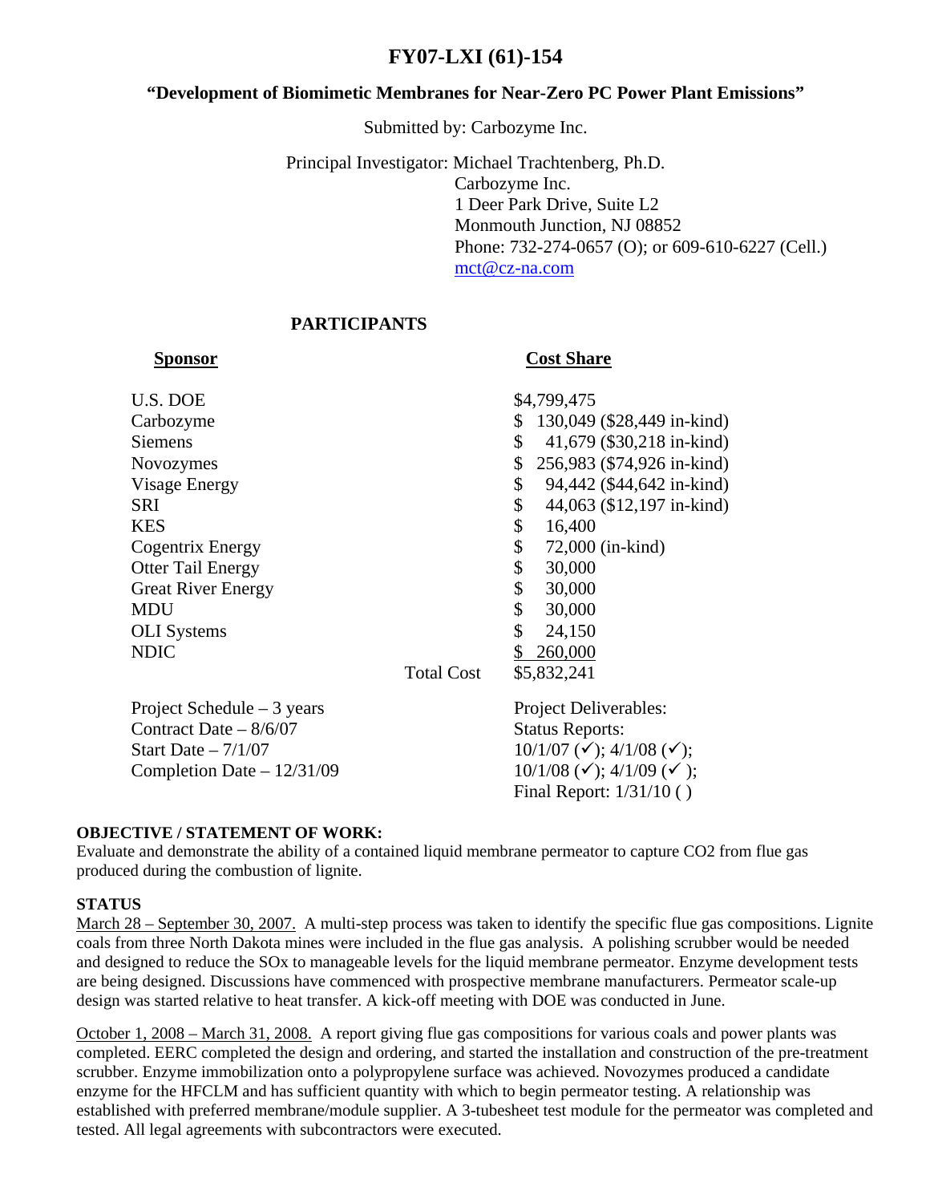# FY07-LXI (61)-154

## "Development of Biomimetic Membranes for Near-Zero PC Power Plant Emissions"

Submitted by: Carbozyme Inc.

Principal Investigator: Michael Trachtenberg, Ph.D.
Carbozyme Inc.
1 Deer Park Drive, Suite L2
Monmouth Junction, NJ 08852
Phone: 732-274-0657 (O); or 609-610-6227 (Cell.)
mct@cz-na.com

### PARTICIPANTS

| Sponsor | | Cost Share |
|---|---|---|
| U.S. DOE | | $4,799,475 |
| Carbozyme | | $ 130,049 ($28,449 in-kind) |
| Siemens | | $ 41,679 ($30,218 in-kind) |
| Novozymes | | $ 256,983 ($74,926 in-kind) |
| Visage Energy | | $ 94,442 ($44,642 in-kind) |
| SRI | | $ 44,063 ($12,197 in-kind) |
| KES | | $ 16,400 |
| Cogentrix Energy | | $ 72,000 (in-kind) |
| Otter Tail Energy | | $ 30,000 |
| Great River Energy | | $ 30,000 |
| MDU | | $ 30,000 |
| OLI Systems | | $ 24,150 |
| NDIC | | $ 260,000 |
| | Total Cost | $5,832,241 |

Project Schedule – 3 years
Contract Date – 8/6/07
Start Date – 7/1/07
Completion Date – 12/31/09

Project Deliverables:
Status Reports:
10/1/07 (✓); 4/1/08 (✓);
10/1/08 (✓); 4/1/09 (✓ );
Final Report: 1/31/10 ( )

**OBJECTIVE / STATEMENT OF WORK:**
Evaluate and demonstrate the ability of a contained liquid membrane permeator to capture CO2 from flue gas produced during the combustion of lignite.

**STATUS**
March 28 – September 30, 2007. A multi-step process was taken to identify the specific flue gas compositions. Lignite coals from three North Dakota mines were included in the flue gas analysis. A polishing scrubber would be needed and designed to reduce the SOx to manageable levels for the liquid membrane permeator. Enzyme development tests are being designed. Discussions have commenced with prospective membrane manufacturers. Permeator scale-up design was started relative to heat transfer. A kick-off meeting with DOE was conducted in June.

October 1, 2008 – March 31, 2008. A report giving flue gas compositions for various coals and power plants was completed. EERC completed the design and ordering, and started the installation and construction of the pre-treatment scrubber. Enzyme immobilization onto a polypropylene surface was achieved. Novozymes produced a candidate enzyme for the HFCLM and has sufficient quantity with which to begin permeator testing. A relationship was established with preferred membrane/module supplier. A 3-tubesheet test module for the permeator was completed and tested. All legal agreements with subcontractors were executed.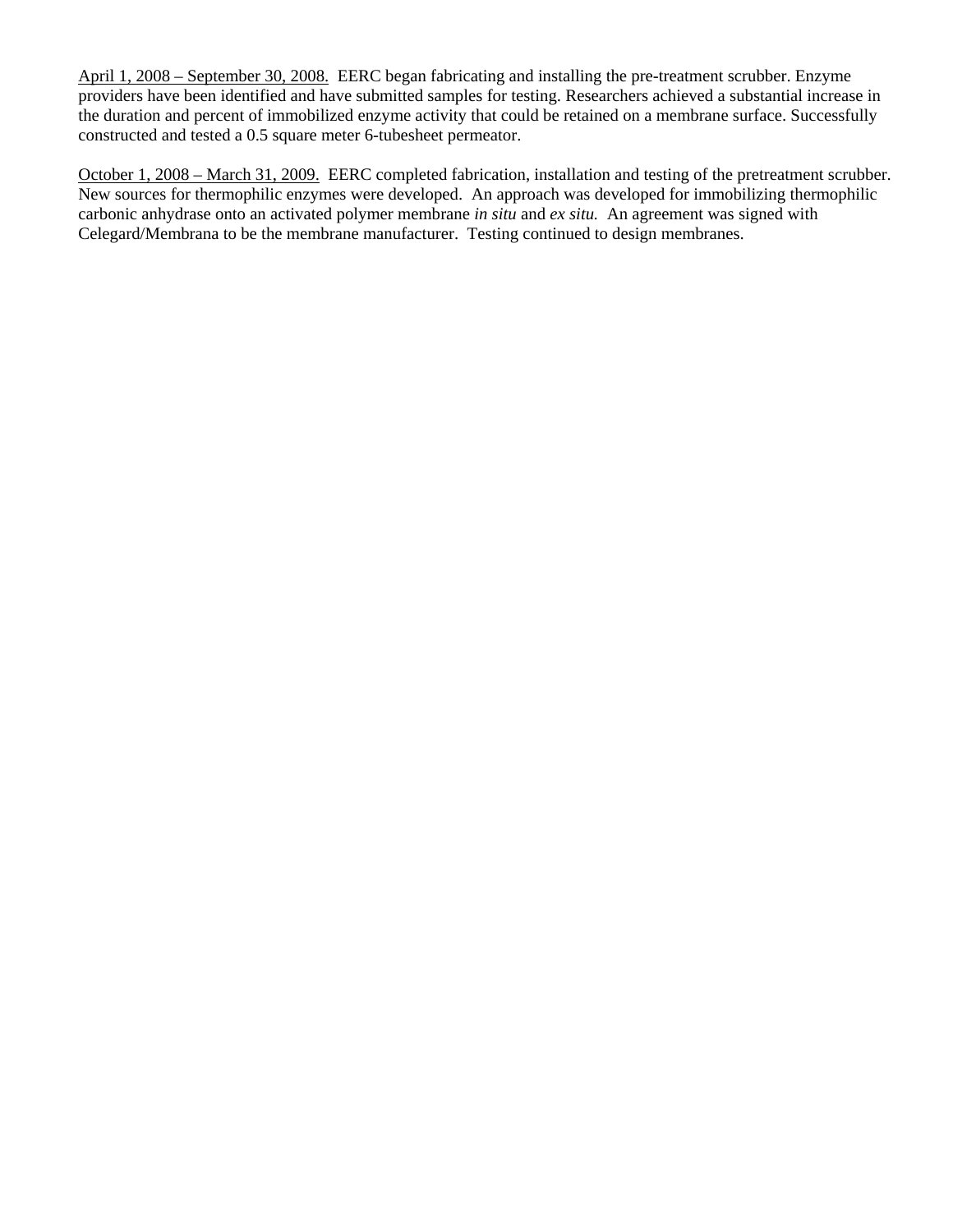<u>April 1, 2008 – September 30, 2008.</u> EERC began fabricating and installing the pre-treatment scrubber. Enzyme providers have been identified and have submitted samples for testing. Researchers achieved a substantial increase in the duration and percent of immobilized enzyme activity that could be retained on a membrane surface. Successfully constructed and tested a 0.5 square meter 6-tubesheet permeator.

<u>October 1, 2008 – March 31, 2009.</u> EERC completed fabrication, installation and testing of the pretreatment scrubber. New sources for thermophilic enzymes were developed. An approach was developed for immobilizing thermophilic carbonic anhydrase onto an activated polymer membrane *in situ* and *ex situ.* An agreement was signed with Celegard/Membrana to be the membrane manufacturer. Testing continued to design membranes.